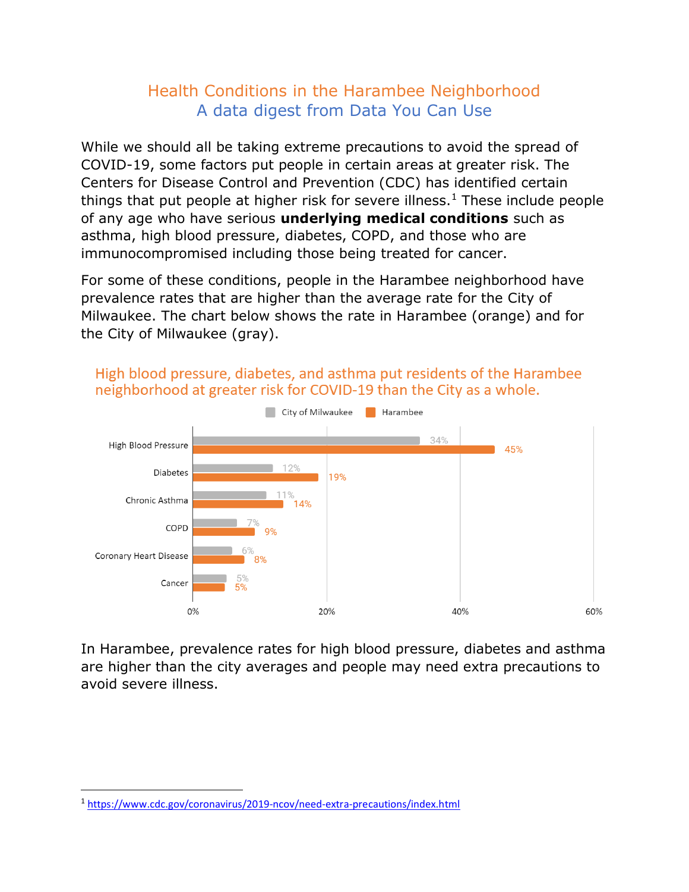# Health Conditions in the Harambee Neighborhood

## A data digest from Data You Can Use

While we should all be taking extreme precautions to avoid the spread of COVID-19, some factors put people in certain areas at greater risk. The Centers for Disease Control and Prevention (CDC) has identified certain things that put people at higher risk for severe illness.[1] These include people of any age who have serious **underlying medical conditions** such as asthma, high blood pressure, diabetes, COPD, and those who are immunocompromised including those being treated for cancer.

For some of these conditions, people in the Harambee neighborhood have prevalence rates that are higher than the average rate for the City of Milwaukee. The chart below shows the rate in Harambee (orange) and for the City of Milwaukee (gray).

High blood pressure, diabetes, and asthma put residents of the Harambee neighborhood at greater risk for COVID-19 than the City as a whole.

| Condition | City of Milwaukee | Harambee |
|---|---|---|
| High Blood Pressure | 34% | 45% |
| Diabetes | 12% | 19% |
| Chronic Asthma | 11% | 14% |
| COPD | 7% | 9% |
| Coronary Heart Disease | 6% | 8% |
| Cancer | 5% | 5% |

In Harambee, prevalence rates for high blood pressure, diabetes and asthma are higher than the city averages and people may need extra precautions to avoid severe illness.

---

[1] https://www.cdc.gov/coronavirus/2019-ncov/need-extra-precautions/index.html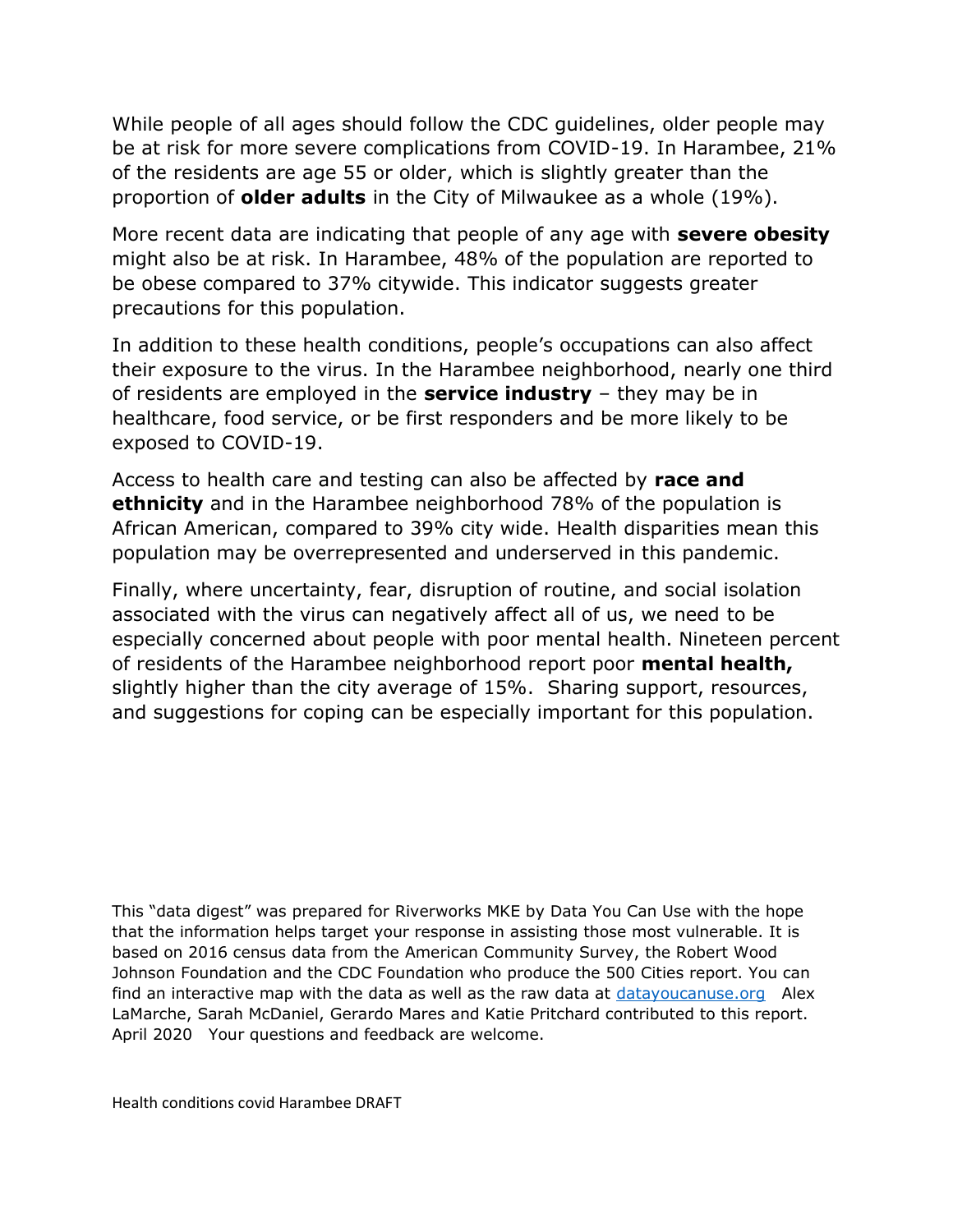While people of all ages should follow the CDC guidelines, older people may be at risk for more severe complications from COVID-19. In Harambee, 21% of the residents are age 55 or older, which is slightly greater than the proportion of **older adults** in the City of Milwaukee as a whole (19%).

More recent data are indicating that people of any age with **severe obesity** might also be at risk. In Harambee, 48% of the population are reported to be obese compared to 37% citywide. This indicator suggests greater precautions for this population.

In addition to these health conditions, people's occupations can also affect their exposure to the virus. In the Harambee neighborhood, nearly one third of residents are employed in the **service industry** – they may be in healthcare, food service, or be first responders and be more likely to be exposed to COVID-19.

Access to health care and testing can also be affected by **race and ethnicity** and in the Harambee neighborhood 78% of the population is African American, compared to 39% city wide. Health disparities mean this population may be overrepresented and underserved in this pandemic.

Finally, where uncertainty, fear, disruption of routine, and social isolation associated with the virus can negatively affect all of us, we need to be especially concerned about people with poor mental health. Nineteen percent of residents of the Harambee neighborhood report poor **mental health,** slightly higher than the city average of 15%. Sharing support, resources, and suggestions for coping can be especially important for this population.

This "data digest" was prepared for Riverworks MKE by Data You Can Use with the hope that the information helps target your response in assisting those most vulnerable. It is based on 2016 census data from the American Community Survey, the Robert Wood Johnson Foundation and the CDC Foundation who produce the 500 Cities report. You can find an interactive map with the data as well as the raw data at [datayoucanuse.org](datayoucanuse.org) Alex LaMarche, Sarah McDaniel, Gerardo Mares and Katie Pritchard contributed to this report. April 2020 Your questions and feedback are welcome.